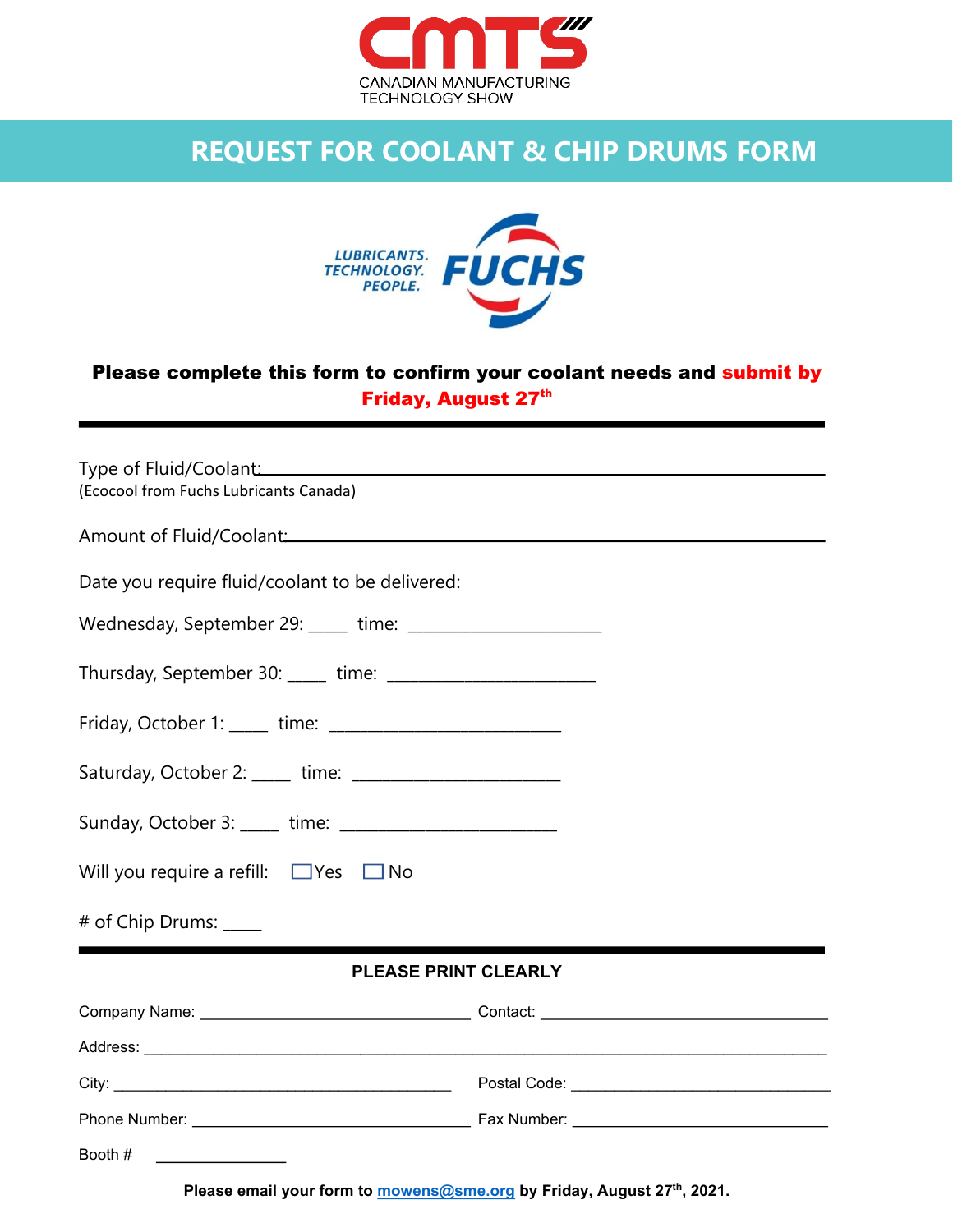CMTS
CANADIAN MANUFACTURING TECHNOLOGY SHOW

# REQUEST FOR COOLANT & CHIP DRUMS FORM

LUBRICANTS. TECHNOLOGY. PEOPLE. FUCHS

**Please complete this form to confirm your coolant needs and submit by Friday, August 27th**

---

Type of Fluid/Coolant: ____________________
(Ecocool from Fuchs Lubricants Canada)

Amount of Fluid/Coolant: ____________________

Date you require fluid/coolant to be delivered:

Wednesday, September 29: _____ time: ____________________

Thursday, September 30: _____ time: ____________________

Friday, October 1: _____ time: ____________________

Saturday, October 2: _____ time: ____________________

Sunday, October 3: _____ time: ____________________

Will you require a refill: ☐ Yes ☐ No

# of Chip Drums: _____

---

**PLEASE PRINT CLEARLY**

Company Name: ____________________ Contact: ____________________

Address: ____________________

City: ____________________ Postal Code: ____________________

Phone Number: ____________________ Fax Number: ____________________

Booth # ____________

**Please email your form to mowens@sme.org by Friday, August 27th, 2021.**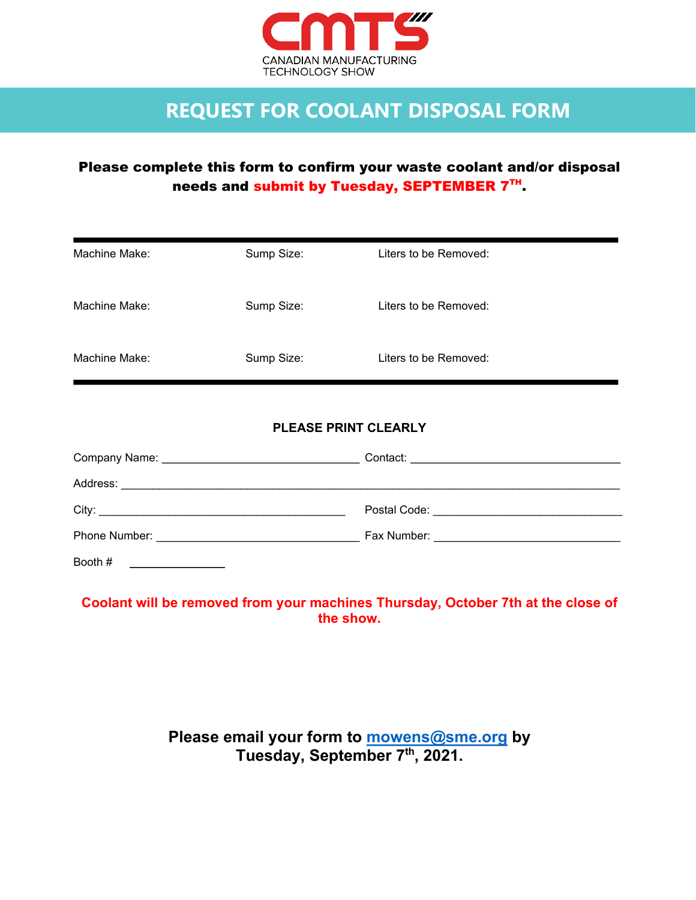CMTS

CANADIAN MANUFACTURING TECHNOLOGY SHOW

# REQUEST FOR COOLANT DISPOSAL FORM

**Please complete this form to confirm your waste coolant and/or disposal needs and submit by Tuesday, SEPTEMBER 7TH.**

| | | |
|---|---|---|
| Machine Make: | Sump Size: | Liters to be Removed: |
| Machine Make: | Sump Size: | Liters to be Removed: |
| Machine Make: | Sump Size: | Liters to be Removed: |

**PLEASE PRINT CLEARLY**

Company Name: ______________________________ Contact: ______________________________

Address: ______________________________________________________________________

City: ______________________________________ Postal Code: ___________________________

Phone Number: ______________________________ Fax Number: ___________________________

Booth # ______________

**Coolant will be removed from your machines Thursday, October 7th at the close of the show.**

**Please email your form to [mowens@sme.org](mailto:mowens@sme.org) by Tuesday, September 7th, 2021.**